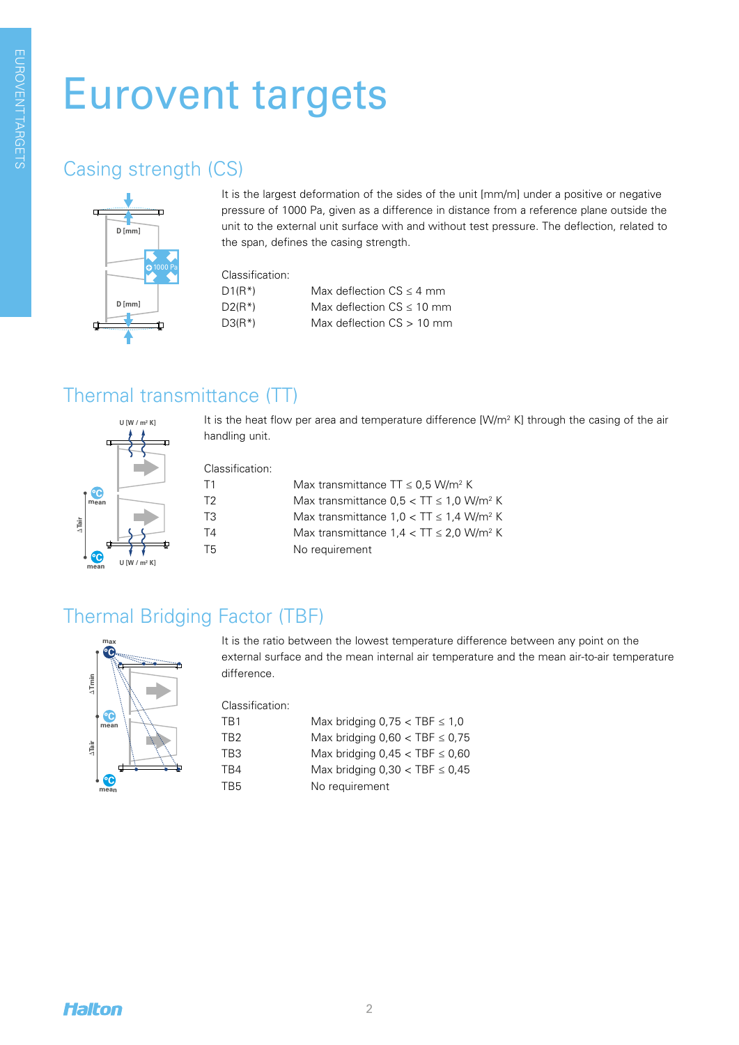# Eurovent targets

## Casing strength (CS)

It is the largest deformation of the sides of the unit [mm/m] under a positive or negative pressure of 1000 Pa, given as a difference in distance from a reference plane outside the unit to the external unit surface with and without test pressure. The deflection, related to the span, defines the casing strength.

Classification:

| | |
|---|---|
| D1(R*) | Max deflection CS ≤ 4 mm |
| D2(R*) | Max deflection CS ≤ 10 mm |
| D3(R*) | Max deflection CS > 10 mm |

## Thermal transmittance (TT)

It is the heat flow per area and temperature difference [W/m² K] through the casing of the air handling unit.

Classification:

| | |
|---|---|
| T1 | Max transmittance TT ≤ 0,5 W/m² K |
| T2 | Max transmittance 0,5 < TT ≤ 1,0 W/m² K |
| T3 | Max transmittance 1,0 < TT ≤ 1,4 W/m² K |
| T4 | Max transmittance 1,4 < TT ≤ 2,0 W/m² K |
| T5 | No requirement |

## Thermal Bridging Factor (TBF)

It is the ratio between the lowest temperature difference between any point on the external surface and the mean internal air temperature and the mean air-to-air temperature difference.

Classification:

| | |
|---|---|
| TB1 | Max bridging 0,75 < TBF ≤ 1,0 |
| TB2 | Max bridging 0,60 < TBF ≤ 0,75 |
| TB3 | Max bridging 0,45 < TBF ≤ 0,60 |
| TB4 | Max bridging 0,30 < TBF ≤ 0,45 |
| TB5 | No requirement |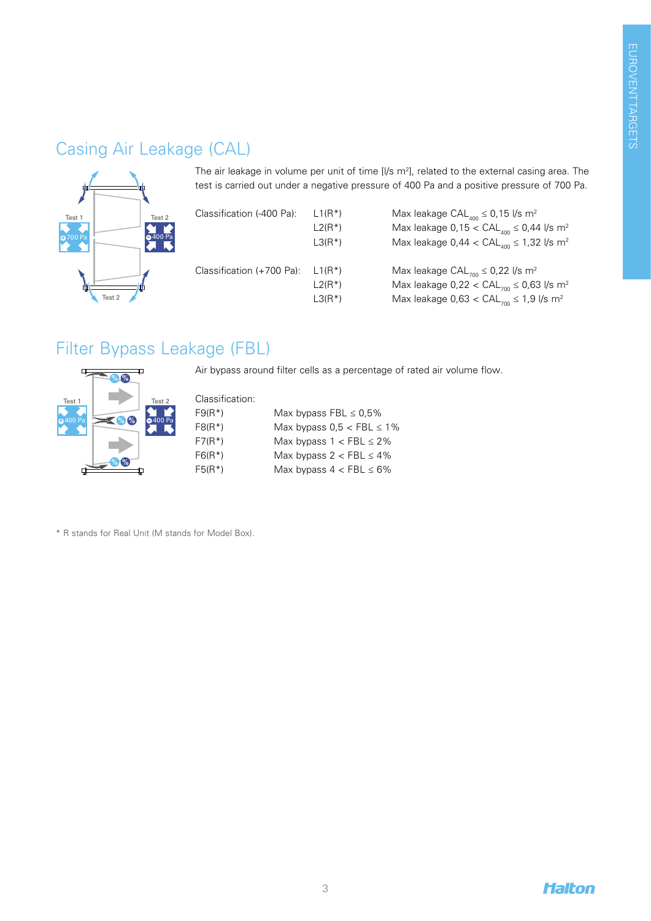## Casing Air Leakage (CAL)

The air leakage in volume per unit of time [l/s m²], related to the external casing area. The test is carried out under a negative pressure of 400 Pa and a positive pressure of 700 Pa.

| | | |
|---|---|---|
| Classification (-400 Pa): | L1(R*) | Max leakage $CAL_{400} \leq 0{,}15$ l/s m² |
| | L2(R*) | Max leakage $0{,}15 < CAL_{400} \leq 0{,}44$ l/s m² |
| | L3(R*) | Max leakage $0{,}44 < CAL_{400} \leq 1{,}32$ l/s m² |
| Classification (+700 Pa): | L1(R*) | Max leakage $CAL_{700} \leq 0{,}22$ l/s m² |
| | L2(R*) | Max leakage $0{,}22 < CAL_{700} \leq 0{,}63$ l/s m² |
| | L3(R*) | Max leakage $0{,}63 < CAL_{700} \leq 1{,}9$ l/s m² |

Test 1
+700 Pa
Test 2
-400 Pa
Test 2

## Filter Bypass Leakage (FBL)

Air bypass around filter cells as a percentage of rated air volume flow.

Classification:

| | |
|---|---|
| F9(R*) | Max bypass FBL ≤ 0,5% |
| F8(R*) | Max bypass 0,5 < FBL ≤ 1% |
| F7(R*) | Max bypass 1 < FBL ≤ 2% |
| F6(R*) | Max bypass 2 < FBL ≤ 4% |
| F5(R*) | Max bypass 4 < FBL ≤ 6% |

Test 1
+400 Pa
Test 2
-400 Pa

* R stands for Real Unit (M stands for Model Box).